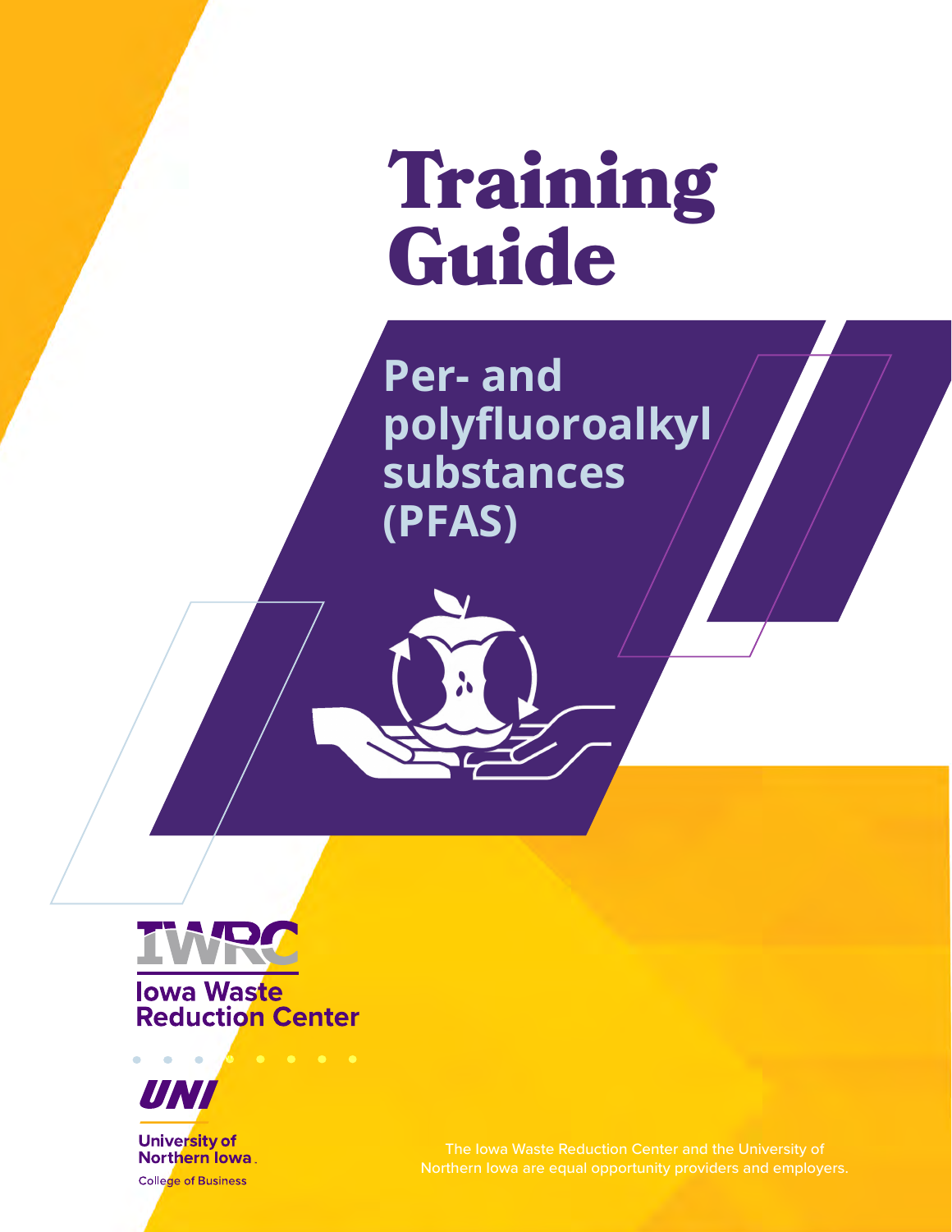# Training Guide

## Per- and polyfluoroalkyl substances (PFAS)

IWRC

Iowa Waste Reduction Center

UNI

University of Northern Iowa.

College of Business

The Iowa Waste Reduction Center and the University of Northern Iowa are equal opportunity providers and employers.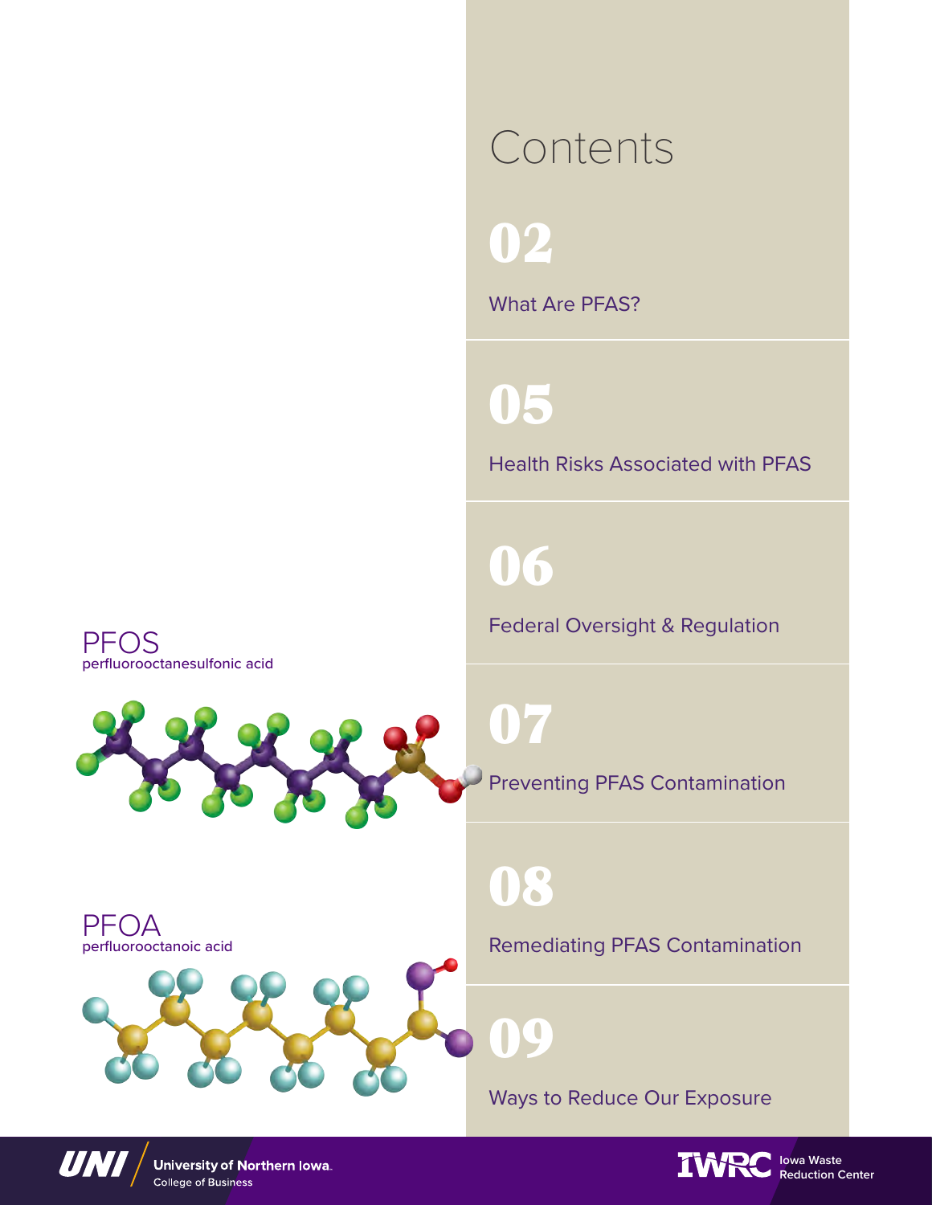# Contents

**02**

What Are PFAS?

**05**

Health Risks Associated with PFAS

**06**

Federal Oversight & Regulation

**07**

Preventing PFAS Contamination

**08**

Remediating PFAS Contamination

**09**

Ways to Reduce Our Exposure

PFOS
perfluorooctanesulfonic acid

PFOA
perfluorooctanoic acid

University of Northern Iowa. College of Business

Iowa Waste Reduction Center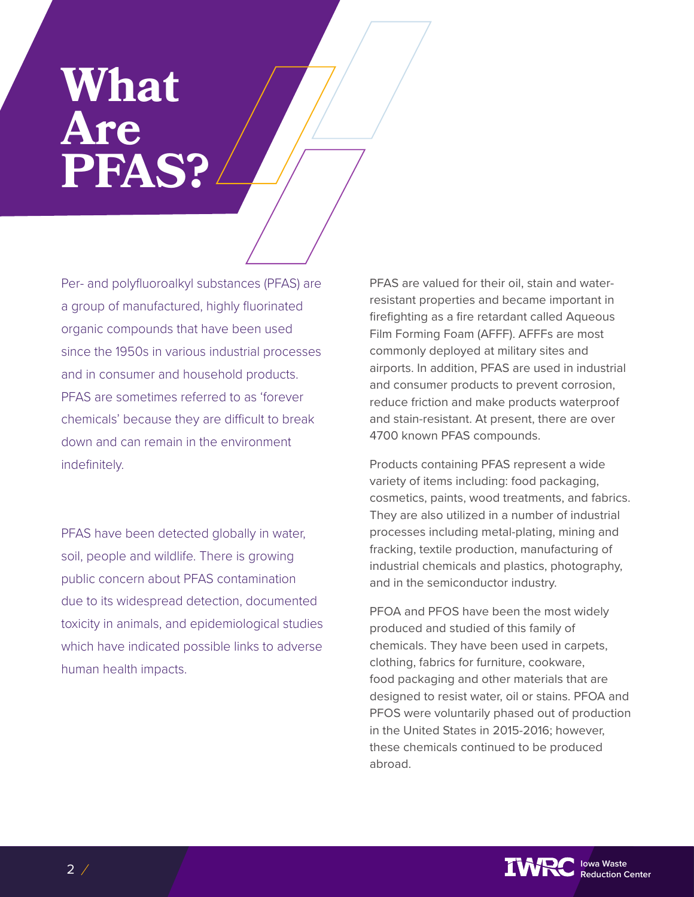# What Are PFAS?

Per- and polyfluoroalkyl substances (PFAS) are a group of manufactured, highly fluorinated organic compounds that have been used since the 1950s in various industrial processes and in consumer and household products. PFAS are sometimes referred to as 'forever chemicals' because they are difficult to break down and can remain in the environment indefinitely.

PFAS have been detected globally in water, soil, people and wildlife. There is growing public concern about PFAS contamination due to its widespread detection, documented toxicity in animals, and epidemiological studies which have indicated possible links to adverse human health impacts.

PFAS are valued for their oil, stain and water-resistant properties and became important in firefighting as a fire retardant called Aqueous Film Forming Foam (AFFF). AFFFs are most commonly deployed at military sites and airports. In addition, PFAS are used in industrial and consumer products to prevent corrosion, reduce friction and make products waterproof and stain-resistant. At present, there are over 4700 known PFAS compounds.

Products containing PFAS represent a wide variety of items including: food packaging, cosmetics, paints, wood treatments, and fabrics. They are also utilized in a number of industrial processes including metal-plating, mining and fracking, textile production, manufacturing of industrial chemicals and plastics, photography, and in the semiconductor industry.

PFOA and PFOS have been the most widely produced and studied of this family of chemicals. They have been used in carpets, clothing, fabrics for furniture, cookware, food packaging and other materials that are designed to resist water, oil or stains. PFOA and PFOS were voluntarily phased out of production in the United States in 2015-2016; however, these chemicals continued to be produced abroad.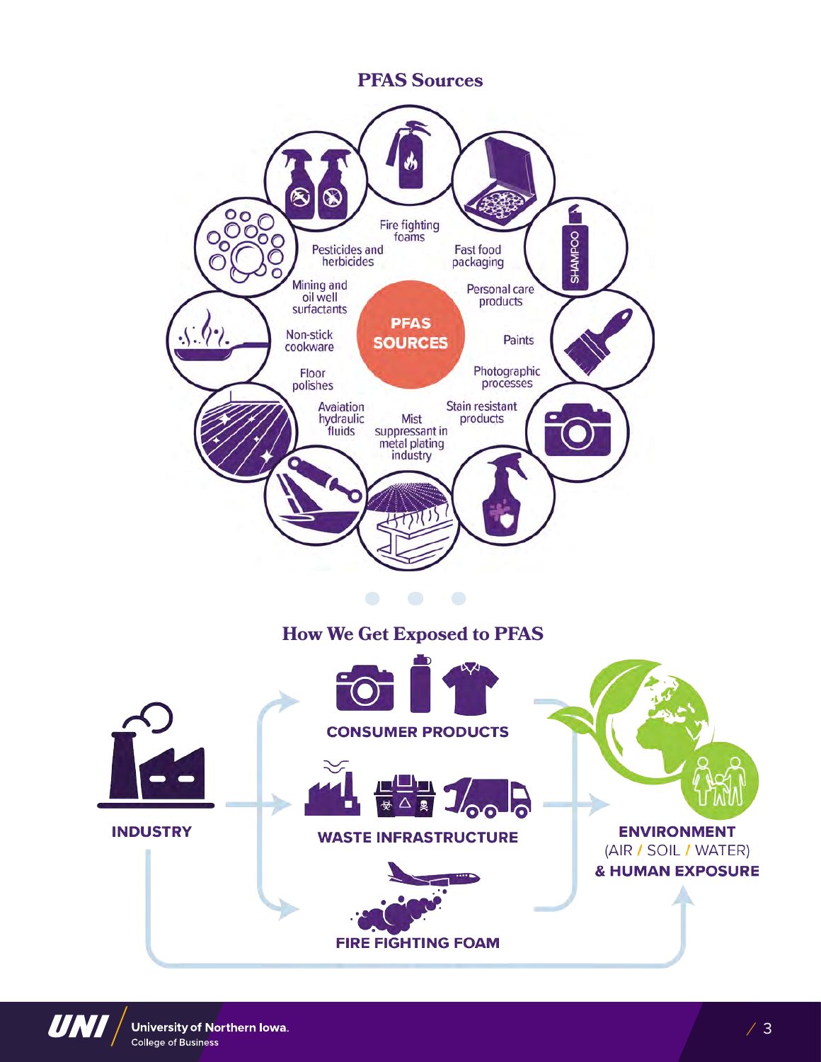## PFAS Sources

PFAS SOURCES

- Fire fighting foams
- Fast food packaging
- Personal care products
- Paints
- Photographic processes
- Stain resistant products
- Mist suppressant in metal plating industry
- Avaiation hydraulic fluids
- Floor polishes
- Non-stick cookware
- Mining and oil well surfactants
- Pesticides and herbicides

## How We Get Exposed to PFAS

**INDUSTRY**

**CONSUMER PRODUCTS**

**WASTE INFRASTRUCTURE**

**FIRE FIGHTING FOAM**

**ENVIRONMENT** (AIR / SOIL / WATER) **& HUMAN EXPOSURE**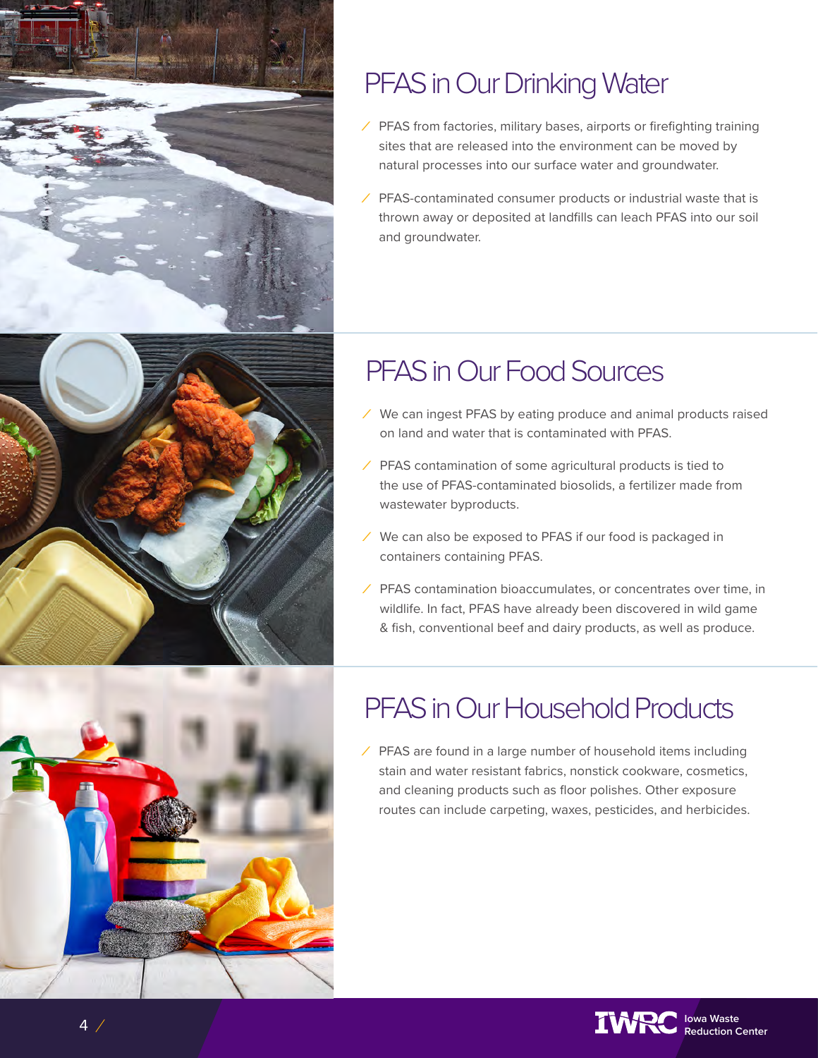## PFAS in Our Drinking Water

- PFAS from factories, military bases, airports or firefighting training sites that are released into the environment can be moved by natural processes into our surface water and groundwater.
- PFAS-contaminated consumer products or industrial waste that is thrown away or deposited at landfills can leach PFAS into our soil and groundwater.

## PFAS in Our Food Sources

- We can ingest PFAS by eating produce and animal products raised on land and water that is contaminated with PFAS.
- PFAS contamination of some agricultural products is tied to the use of PFAS-contaminated biosolids, a fertilizer made from wastewater byproducts.
- We can also be exposed to PFAS if our food is packaged in containers containing PFAS.
- PFAS contamination bioaccumulates, or concentrates over time, in wildlife. In fact, PFAS have already been discovered in wild game & fish, conventional beef and dairy products, as well as produce.

## PFAS in Our Household Products

- PFAS are found in a large number of household items including stain and water resistant fabrics, nonstick cookware, cosmetics, and cleaning products such as floor polishes. Other exposure routes can include carpeting, waxes, pesticides, and herbicides.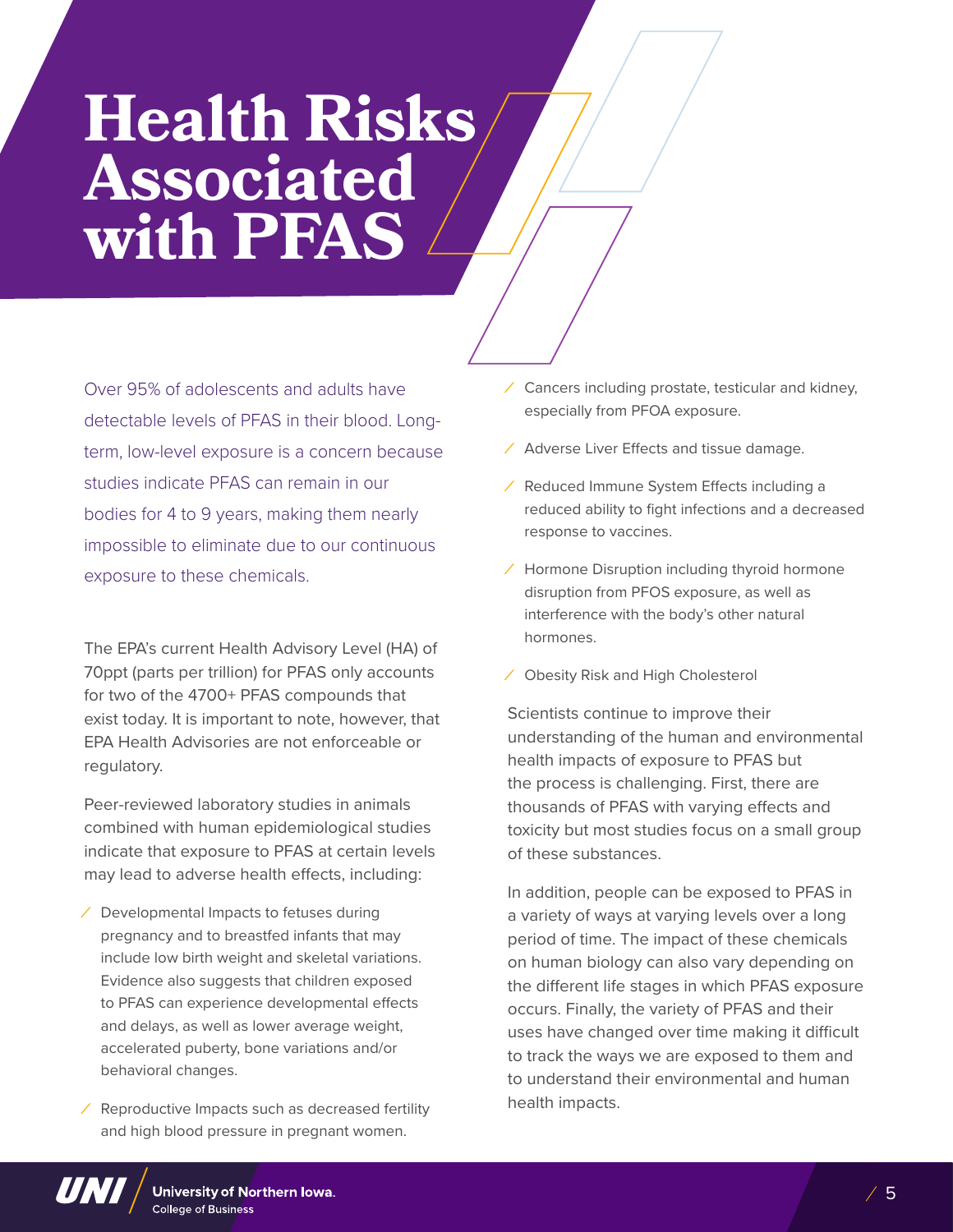# Health Risks Associated with PFAS

Over 95% of adolescents and adults have detectable levels of PFAS in their blood. Long-term, low-level exposure is a concern because studies indicate PFAS can remain in our bodies for 4 to 9 years, making them nearly impossible to eliminate due to our continuous exposure to these chemicals.

The EPA's current Health Advisory Level (HA) of 70ppt (parts per trillion) for PFAS only accounts for two of the 4700+ PFAS compounds that exist today. It is important to note, however, that EPA Health Advisories are not enforceable or regulatory.

Peer-reviewed laboratory studies in animals combined with human epidemiological studies indicate that exposure to PFAS at certain levels may lead to adverse health effects, including:

- Developmental Impacts to fetuses during pregnancy and to breastfed infants that may include low birth weight and skeletal variations. Evidence also suggests that children exposed to PFAS can experience developmental effects and delays, as well as lower average weight, accelerated puberty, bone variations and/or behavioral changes.
- Reproductive Impacts such as decreased fertility and high blood pressure in pregnant women.
- Cancers including prostate, testicular and kidney, especially from PFOA exposure.
- Adverse Liver Effects and tissue damage.
- Reduced Immune System Effects including a reduced ability to fight infections and a decreased response to vaccines.
- Hormone Disruption including thyroid hormone disruption from PFOS exposure, as well as interference with the body's other natural hormones.
- Obesity Risk and High Cholesterol

Scientists continue to improve their understanding of the human and environmental health impacts of exposure to PFAS but the process is challenging. First, there are thousands of PFAS with varying effects and toxicity but most studies focus on a small group of these substances.

In addition, people can be exposed to PFAS in a variety of ways at varying levels over a long period of time. The impact of these chemicals on human biology can also vary depending on the different life stages in which PFAS exposure occurs. Finally, the variety of PFAS and their uses have changed over time making it difficult to track the ways we are exposed to them and to understand their environmental and human health impacts.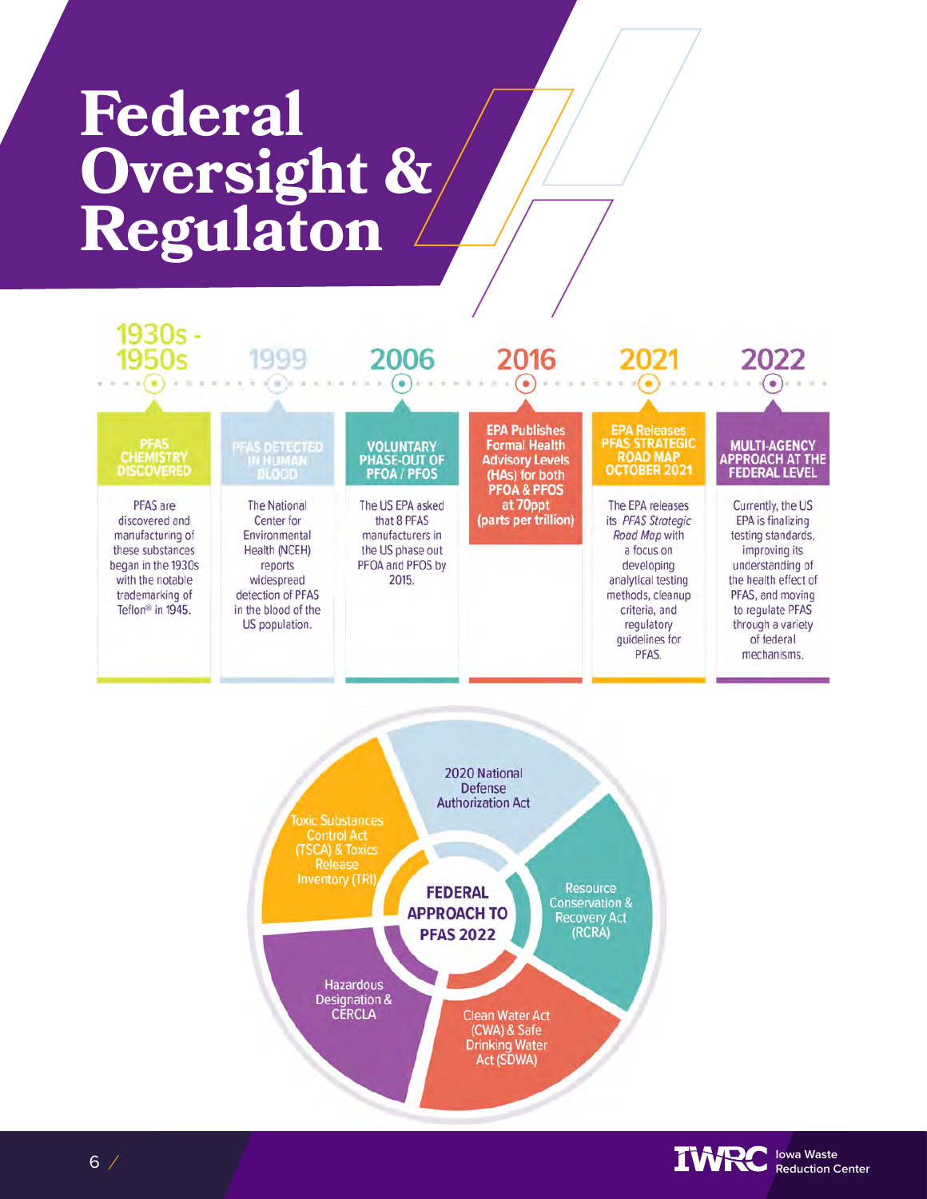# Federal Oversight & Regulaton

## 1930s - 1950s

**PFAS CHEMISTRY DISCOVERED**

PFAS are discovered and manufacturing of these substances began in the 1930s with the notable trademarking of Teflon® in 1945.

## 1999

**PFAS DETECTED IN HUMAN BLOOD**

The National Center for Environmental Health (NCEH) reports widespread detection of PFAS in the blood of the US population.

## 2006

**VOLUNTARY PHASE-OUT OF PFOA / PFOS**

The US EPA asked that 8 PFAS manufacturers in the US phase out PFOA and PFOS by 2015.

## 2016

**EPA Publishes Formal Health Advisory Levels (HAs) for both PFOA & PFOS at 70ppt (parts per trillion)**

## 2021

**EPA Releases PFAS STRATEGIC ROAD MAP OCTOBER 2021**

The EPA releases its *PFAS Strategic Road Map* with a focus on developing analytical testing methods, cleanup criteria, and regulatory guidelines for PFAS.

## 2022

**MULTI-AGENCY APPROACH AT THE FEDERAL LEVEL**

Currently, the US EPA is finalizing testing standards, improving its understanding of the health effect of PFAS, and moving to regulate PFAS through a variety of federal mechanisms.

## FEDERAL APPROACH TO PFAS 2022

- 2020 National Defense Authorization Act
- Resource Conservation & Recovery Act (RCRA)
- Clean Water Act (CWA) & Safe Drinking Water Act (SDWA)
- Hazardous Designation & CERCLA
- Toxic Substances Control Act (TSCA) & Toxics Release Inventory (TRI)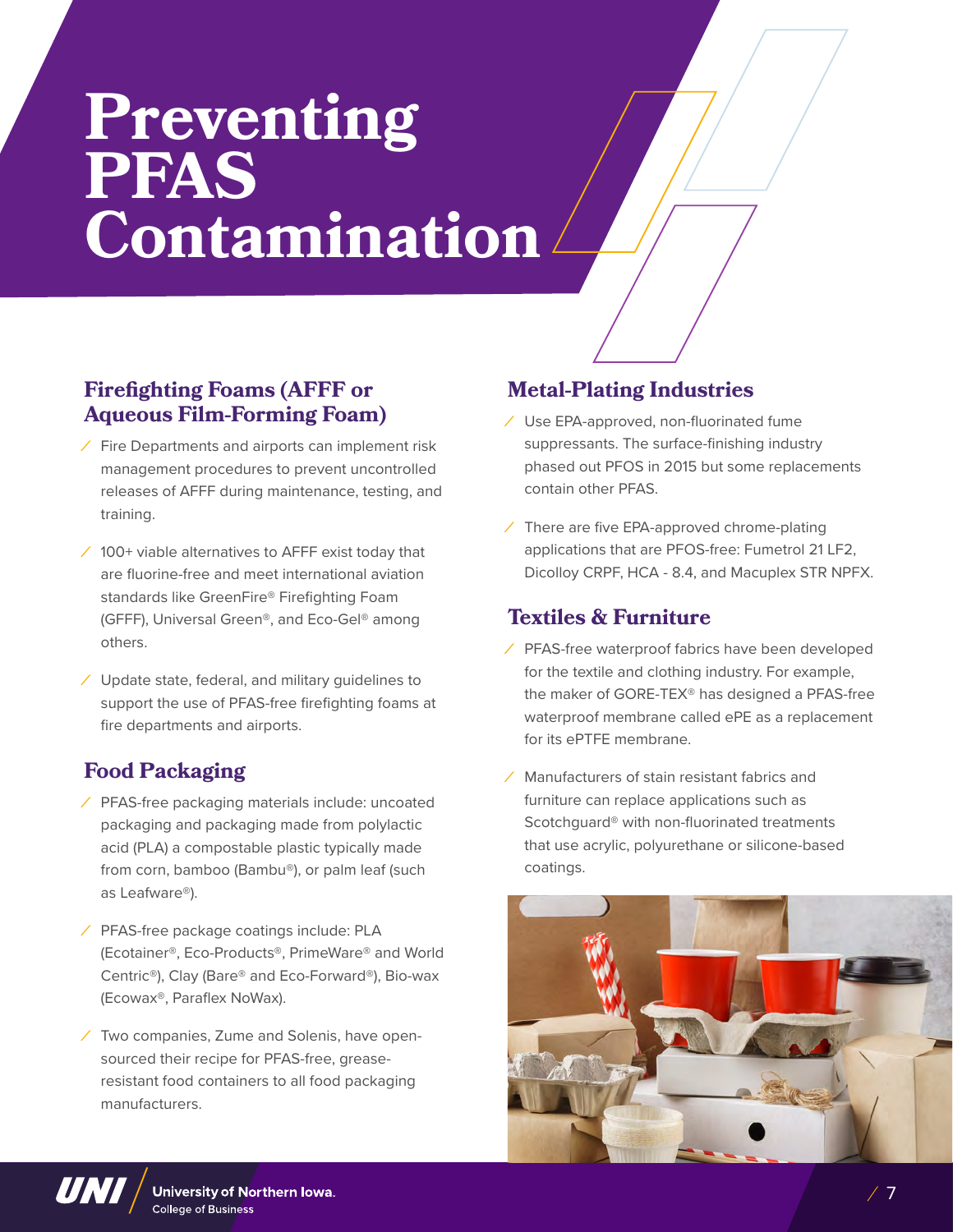# Preventing PFAS Contamination

## Firefighting Foams (AFFF or Aqueous Film-Forming Foam)

- Fire Departments and airports can implement risk management procedures to prevent uncontrolled releases of AFFF during maintenance, testing, and training.
- 100+ viable alternatives to AFFF exist today that are fluorine-free and meet international aviation standards like GreenFire® Firefighting Foam (GFFF), Universal Green®, and Eco-Gel® among others.
- Update state, federal, and military guidelines to support the use of PFAS-free firefighting foams at fire departments and airports.

## Food Packaging

- PFAS-free packaging materials include: uncoated packaging and packaging made from polylactic acid (PLA) a compostable plastic typically made from corn, bamboo (Bambu®), or palm leaf (such as Leafware®).
- PFAS-free package coatings include: PLA (Ecotainer®, Eco-Products®, PrimeWare® and World Centric®), Clay (Bare® and Eco-Forward®), Bio-wax (Ecowax®, Paraflex NoWax).
- Two companies, Zume and Solenis, have open-sourced their recipe for PFAS-free, grease-resistant food containers to all food packaging manufacturers.

## Metal-Plating Industries

- Use EPA-approved, non-fluorinated fume suppressants. The surface-finishing industry phased out PFOS in 2015 but some replacements contain other PFAS.
- There are five EPA-approved chrome-plating applications that are PFOS-free: Fumetrol 21 LF2, Dicolloy CRPF, HCA - 8.4, and Macuplex STR NPFX.

## Textiles & Furniture

- PFAS-free waterproof fabrics have been developed for the textile and clothing industry. For example, the maker of GORE-TEX® has designed a PFAS-free waterproof membrane called ePE as a replacement for its ePTFE membrane.
- Manufacturers of stain resistant fabrics and furniture can replace applications such as Scotchguard® with non-fluorinated treatments that use acrylic, polyurethane or silicone-based coatings.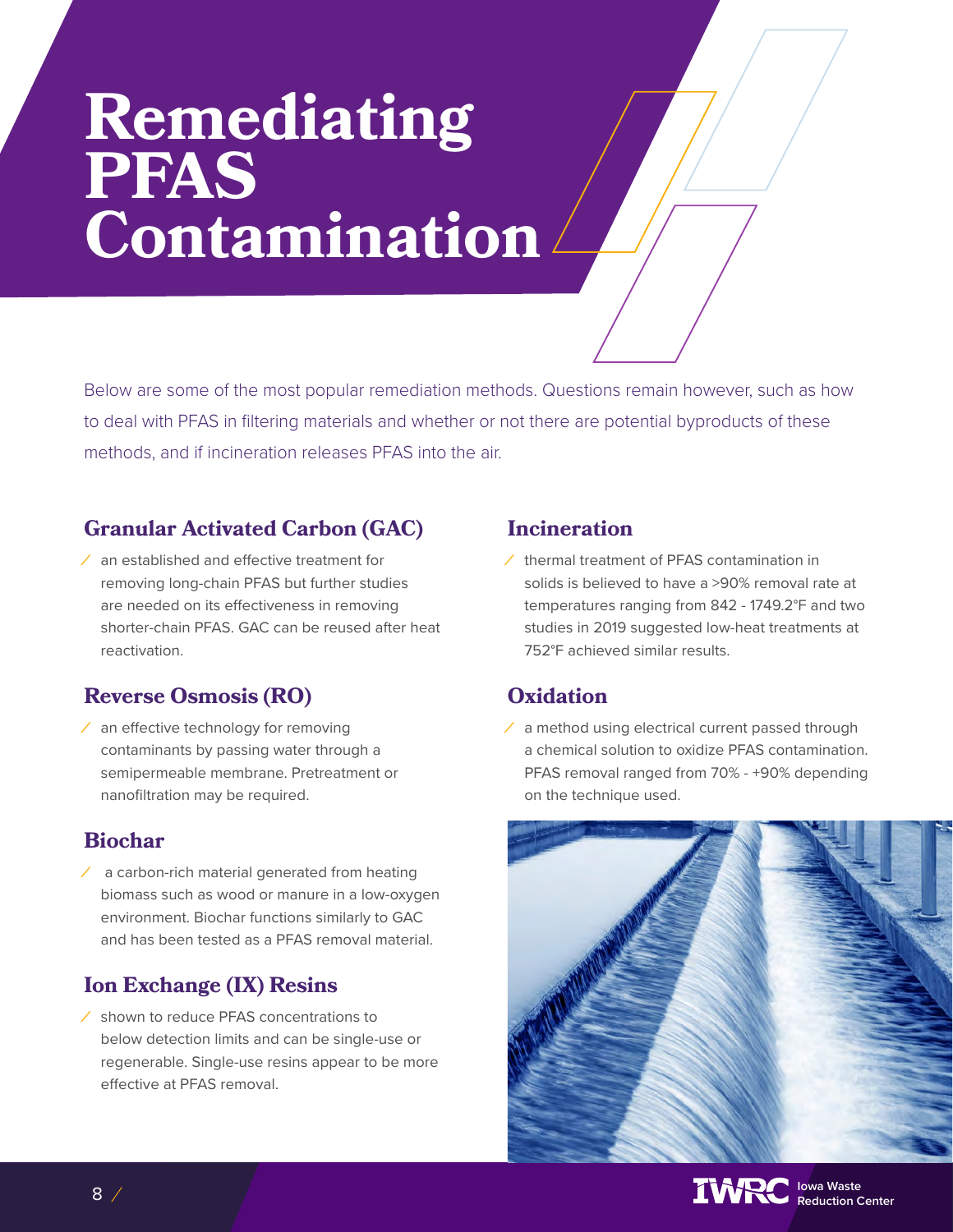# Remediating PFAS Contamination

Below are some of the most popular remediation methods. Questions remain however, such as how to deal with PFAS in filtering materials and whether or not there are potential byproducts of these methods, and if incineration releases PFAS into the air.

## Granular Activated Carbon (GAC)

- an established and effective treatment for removing long-chain PFAS but further studies are needed on its effectiveness in removing shorter-chain PFAS. GAC can be reused after heat reactivation.

## Reverse Osmosis (RO)

- an effective technology for removing contaminants by passing water through a semipermeable membrane. Pretreatment or nanofiltration may be required.

## Biochar

- a carbon-rich material generated from heating biomass such as wood or manure in a low-oxygen environment. Biochar functions similarly to GAC and has been tested as a PFAS removal material.

## Ion Exchange (IX) Resins

- shown to reduce PFAS concentrations to below detection limits and can be single-use or regenerable. Single-use resins appear to be more effective at PFAS removal.

## Incineration

- thermal treatment of PFAS contamination in solids is believed to have a >90% removal rate at temperatures ranging from 842 - 1749.2°F and two studies in 2019 suggested low-heat treatments at 752°F achieved similar results.

## Oxidation

- a method using electrical current passed through a chemical solution to oxidize PFAS contamination. PFAS removal ranged from 70% - +90% depending on the technique used.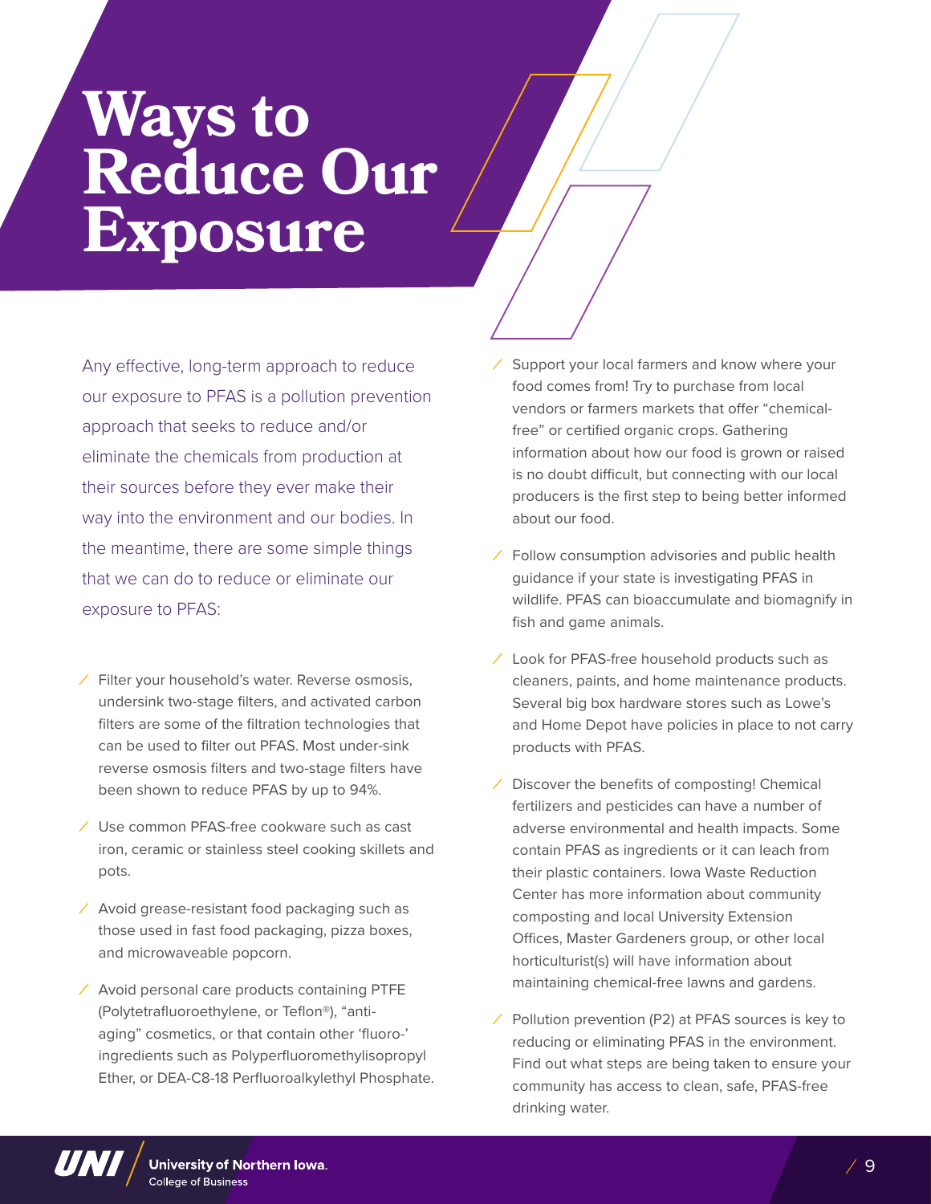# Ways to Reduce Our Exposure

Any effective, long-term approach to reduce our exposure to PFAS is a pollution prevention approach that seeks to reduce and/or eliminate the chemicals from production at their sources before they ever make their way into the environment and our bodies. In the meantime, there are some simple things that we can do to reduce or eliminate our exposure to PFAS:

- Filter your household's water. Reverse osmosis, undersink two-stage filters, and activated carbon filters are some of the filtration technologies that can be used to filter out PFAS. Most under-sink reverse osmosis filters and two-stage filters have been shown to reduce PFAS by up to 94%.
- Use common PFAS-free cookware such as cast iron, ceramic or stainless steel cooking skillets and pots.
- Avoid grease-resistant food packaging such as those used in fast food packaging, pizza boxes, and microwaveable popcorn.
- Avoid personal care products containing PTFE (Polytetrafluoroethylene, or Teflon®), "anti-aging" cosmetics, or that contain other 'fluoro-' ingredients such as Polyperfluoromethylisopropyl Ether, or DEA-C8-18 Perfluoroalkylethyl Phosphate.
- Support your local farmers and know where your food comes from! Try to purchase from local vendors or farmers markets that offer "chemical-free" or certified organic crops. Gathering information about how our food is grown or raised is no doubt difficult, but connecting with our local producers is the first step to being better informed about our food.
- Follow consumption advisories and public health guidance if your state is investigating PFAS in wildlife. PFAS can bioaccumulate and biomagnify in fish and game animals.
- Look for PFAS-free household products such as cleaners, paints, and home maintenance products. Several big box hardware stores such as Lowe's and Home Depot have policies in place to not carry products with PFAS.
- Discover the benefits of composting! Chemical fertilizers and pesticides can have a number of adverse environmental and health impacts. Some contain PFAS as ingredients or it can leach from their plastic containers. Iowa Waste Reduction Center has more information about community composting and local University Extension Offices, Master Gardeners group, or other local horticulturist(s) will have information about maintaining chemical-free lawns and gardens.
- Pollution prevention (P2) at PFAS sources is key to reducing or eliminating PFAS in the environment. Find out what steps are being taken to ensure your community has access to clean, safe, PFAS-free drinking water.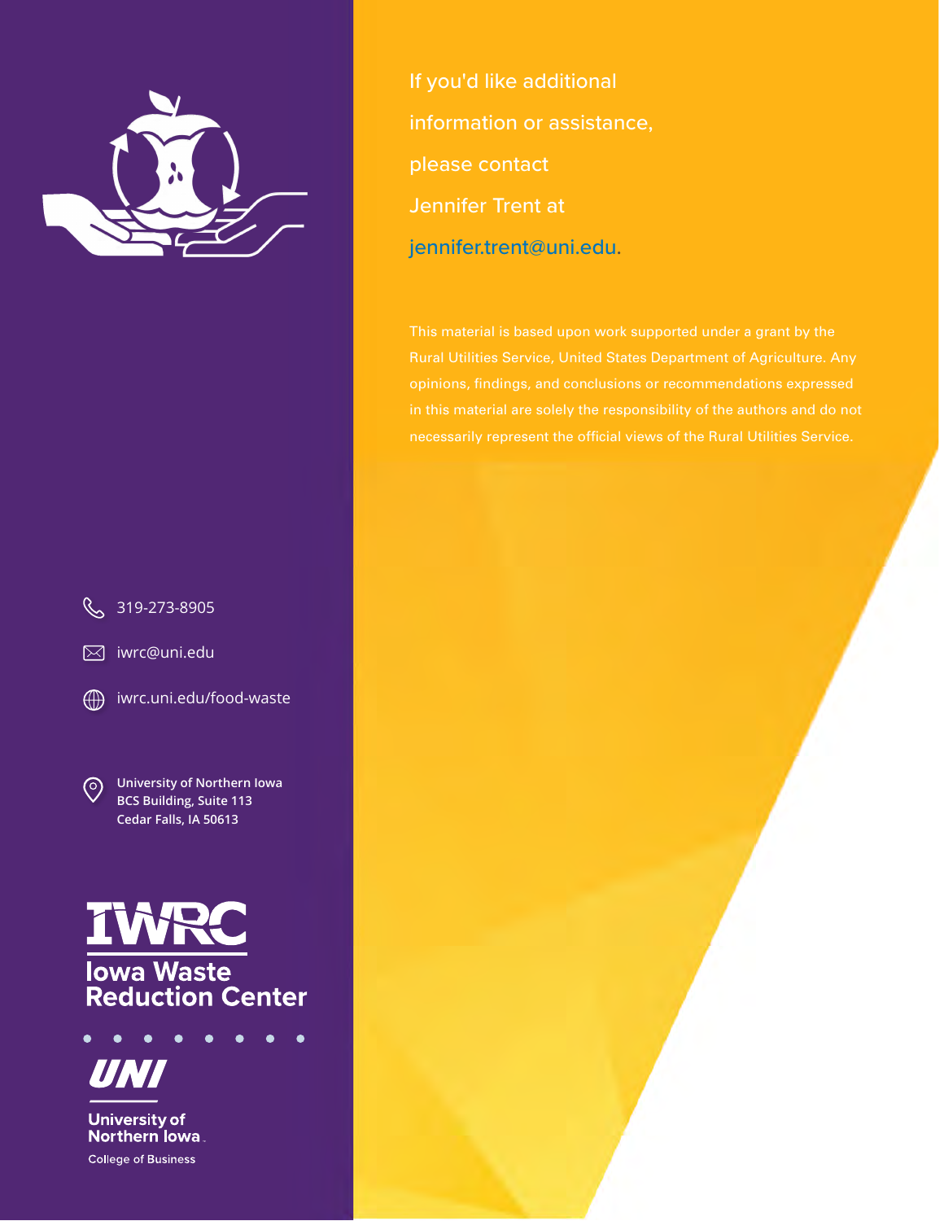If you'd like additional information or assistance, please contact Jennifer Trent at jennifer.trent@uni.edu.

This material is based upon work supported under a grant by the Rural Utilities Service, United States Department of Agriculture. Any opinions, findings, and conclusions or recommendations expressed in this material are solely the responsibility of the authors and do not necessarily represent the official views of the Rural Utilities Service.

319-273-8905

iwrc@uni.edu

iwrc.uni.edu/food-waste

**University of Northern Iowa**
**BCS Building, Suite 113**
**Cedar Falls, IA 50613**

IWRC
Iowa Waste Reduction Center

UNI
University of Northern Iowa
College of Business